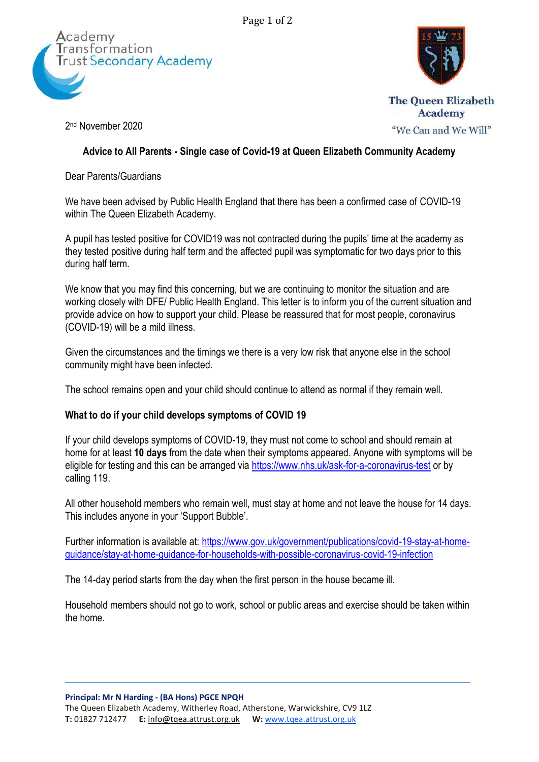Academy Transformation Trust Secondary Academy

The Queen Elizabeth Academy

"We Can and We Will"

2nd November 2020

**Advice to All Parents - Single case of Covid-19 at Queen Elizabeth Community Academy**

Dear Parents/Guardians

We have been advised by Public Health England that there has been a confirmed case of COVID-19 within The Queen Elizabeth Academy.

A pupil has tested positive for COVID19 was not contracted during the pupils' time at the academy as they tested positive during half term and the affected pupil was symptomatic for two days prior to this during half term.

We know that you may find this concerning, but we are continuing to monitor the situation and are working closely with DFE/ Public Health England. This letter is to inform you of the current situation and provide advice on how to support your child. Please be reassured that for most people, coronavirus (COVID-19) will be a mild illness.

Given the circumstances and the timings we there is a very low risk that anyone else in the school community might have been infected.

The school remains open and your child should continue to attend as normal if they remain well.

**What to do if your child develops symptoms of COVID 19**

If your child develops symptoms of COVID-19, they must not come to school and should remain at home for at least **10 days** from the date when their symptoms appeared. Anyone with symptoms will be eligible for testing and this can be arranged via https://www.nhs.uk/ask-for-a-coronavirus-test or by calling 119.

All other household members who remain well, must stay at home and not leave the house for 14 days. This includes anyone in your 'Support Bubble'.

Further information is available at: https://www.gov.uk/government/publications/covid-19-stay-at-home-guidance/stay-at-home-guidance-for-households-with-possible-coronavirus-covid-19-infection

The 14-day period starts from the day when the first person in the house became ill.

Household members should not go to work, school or public areas and exercise should be taken within the home.

**Principal: Mr N Harding - (BA Hons) PGCE NPQH**
The Queen Elizabeth Academy, Witherley Road, Atherstone, Warwickshire, CV9 1LZ
**T:** 01827 712477 **E:** info@tqea.attrust.org.uk **W:** www.tqea.attrust.org.uk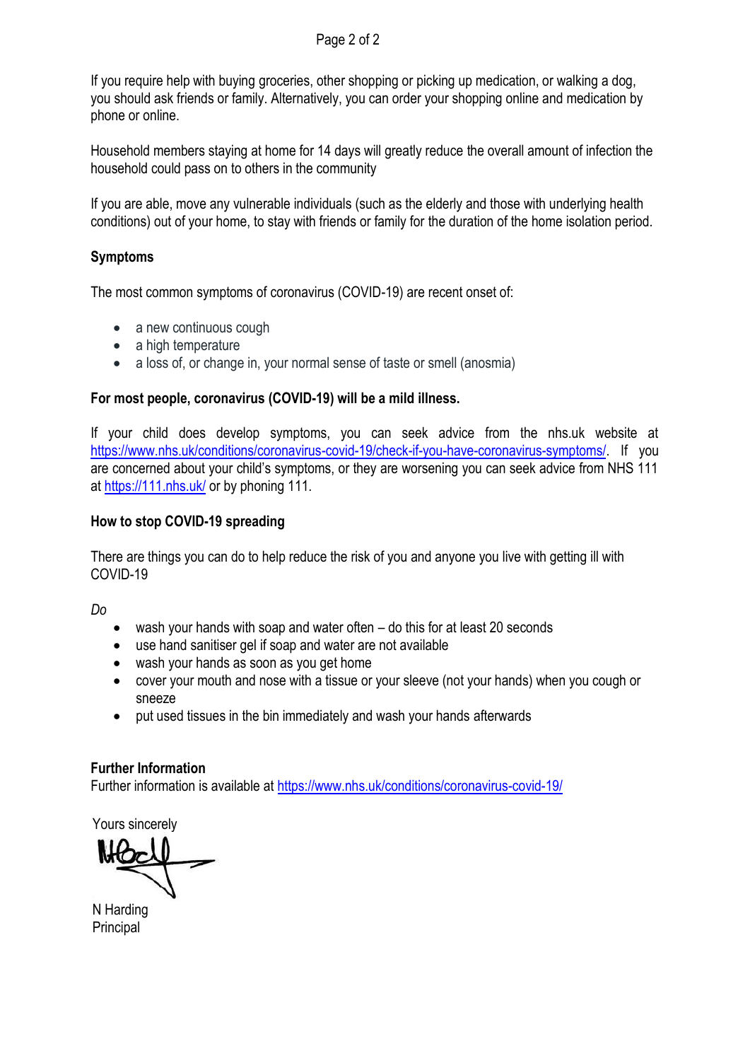If you require help with buying groceries, other shopping or picking up medication, or walking a dog, you should ask friends or family. Alternatively, you can order your shopping online and medication by phone or online.

Household members staying at home for 14 days will greatly reduce the overall amount of infection the household could pass on to others in the community

If you are able, move any vulnerable individuals (such as the elderly and those with underlying health conditions) out of your home, to stay with friends or family for the duration of the home isolation period.

**Symptoms**

The most common symptoms of coronavirus (COVID-19) are recent onset of:

- a new continuous cough
- a high temperature
- a loss of, or change in, your normal sense of taste or smell (anosmia)

**For most people, coronavirus (COVID-19) will be a mild illness.**

If your child does develop symptoms, you can seek advice from the nhs.uk website at https://www.nhs.uk/conditions/coronavirus-covid-19/check-if-you-have-coronavirus-symptoms/. If you are concerned about your child's symptoms, or they are worsening you can seek advice from NHS 111 at https://111.nhs.uk/ or by phoning 111.

**How to stop COVID-19 spreading**

There are things you can do to help reduce the risk of you and anyone you live with getting ill with COVID-19

*Do*

- wash your hands with soap and water often – do this for at least 20 seconds
- use hand sanitiser gel if soap and water are not available
- wash your hands as soon as you get home
- cover your mouth and nose with a tissue or your sleeve (not your hands) when you cough or sneeze
- put used tissues in the bin immediately and wash your hands afterwards

**Further Information**

Further information is available at https://www.nhs.uk/conditions/coronavirus-covid-19/

Yours sincerely

N Harding
Principal